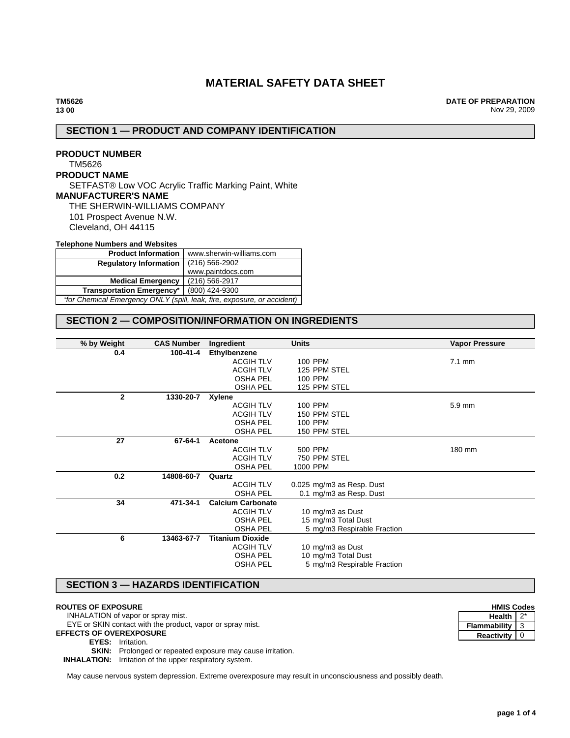# MATERIAL SAFETY DATA SHEET

**TM5626**
**13 00**

**DATE OF PREPARATION**
Nov 29, 2009

## SECTION 1 — PRODUCT AND COMPANY IDENTIFICATION

**PRODUCT NUMBER**
TM5626

**PRODUCT NAME**
SETFAST® Low VOC Acrylic Traffic Marking Paint, White

**MANUFACTURER'S NAME**
THE SHERWIN-WILLIAMS COMPANY
101 Prospect Avenue N.W.
Cleveland, OH 44115

**Telephone Numbers and Websites**

| | |
|---|---|
| **Product Information** | www.sherwin-williams.com |
| **Regulatory Information** | (216) 566-2902<br>www.paintdocs.com |
| **Medical Emergency** | (216) 566-2917 |
| **Transportation Emergency*** | (800) 424-9300 |
| *\*for Chemical Emergency ONLY (spill, leak, fire, exposure, or accident)* | |

## SECTION 2 — COMPOSITION/INFORMATION ON INGREDIENTS

| % by Weight | CAS Number | Ingredient | Units | Vapor Pressure |
|---|---|---|---|---|
| 0.4 | 100-41-4 | **Ethylbenzene** | | |
| | | ACGIH TLV | 100 PPM | 7.1 mm |
| | | ACGIH TLV | 125 PPM STEL | |
| | | OSHA PEL | 100 PPM | |
| | | OSHA PEL | 125 PPM STEL | |
| 2 | 1330-20-7 | **Xylene** | | |
| | | ACGIH TLV | 100 PPM | 5.9 mm |
| | | ACGIH TLV | 150 PPM STEL | |
| | | OSHA PEL | 100 PPM | |
| | | OSHA PEL | 150 PPM STEL | |
| 27 | 67-64-1 | **Acetone** | | |
| | | ACGIH TLV | 500 PPM | 180 mm |
| | | ACGIH TLV | 750 PPM STEL | |
| | | OSHA PEL | 1000 PPM | |
| 0.2 | 14808-60-7 | **Quartz** | | |
| | | ACGIH TLV | 0.025 mg/m3 as Resp. Dust | |
| | | OSHA PEL | 0.1 mg/m3 as Resp. Dust | |
| 34 | 471-34-1 | **Calcium Carbonate** | | |
| | | ACGIH TLV | 10 mg/m3 as Dust | |
| | | OSHA PEL | 15 mg/m3 Total Dust | |
| | | OSHA PEL | 5 mg/m3 Respirable Fraction | |
| 6 | 13463-67-7 | **Titanium Dioxide** | | |
| | | ACGIH TLV | 10 mg/m3 as Dust | |
| | | OSHA PEL | 10 mg/m3 Total Dust | |
| | | OSHA PEL | 5 mg/m3 Respirable Fraction | |

## SECTION 3 — HAZARDS IDENTIFICATION

**HMIS Codes**

| | |
|---|---|
| **Health** | 2* |
| **Flammability** | 3 |
| **Reactivity** | 0 |

**ROUTES OF EXPOSURE**
INHALATION of vapor or spray mist.
EYE or SKIN contact with the product, vapor or spray mist.

**EFFECTS OF OVEREXPOSURE**
**EYES:** Irritation.
**SKIN:** Prolonged or repeated exposure may cause irritation.
**INHALATION:** Irritation of the upper respiratory system.

May cause nervous system depression. Extreme overexposure may result in unconsciousness and possibly death.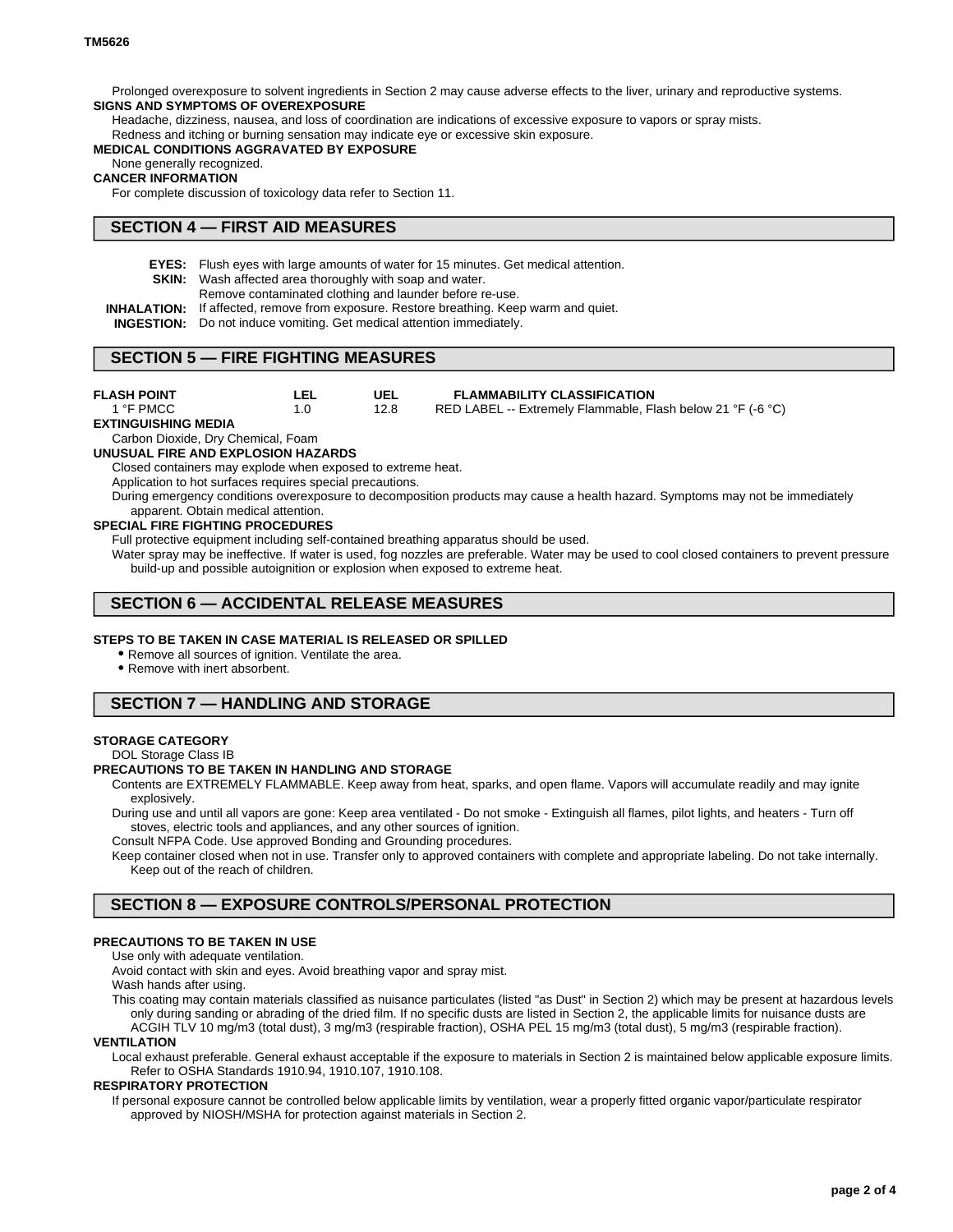Prolonged overexposure to solvent ingredients in Section 2 may cause adverse effects to the liver, urinary and reproductive systems.

**SIGNS AND SYMPTOMS OF OVEREXPOSURE**

Headache, dizziness, nausea, and loss of coordination are indications of excessive exposure to vapors or spray mists.
Redness and itching or burning sensation may indicate eye or excessive skin exposure.

**MEDICAL CONDITIONS AGGRAVATED BY EXPOSURE**

None generally recognized.

**CANCER INFORMATION**

For complete discussion of toxicology data refer to Section 11.

## SECTION 4 — FIRST AID MEASURES

**EYES:** Flush eyes with large amounts of water for 15 minutes. Get medical attention.

**SKIN:** Wash affected area thoroughly with soap and water.
Remove contaminated clothing and launder before re-use.

**INHALATION:** If affected, remove from exposure. Restore breathing. Keep warm and quiet.

**INGESTION:** Do not induce vomiting. Get medical attention immediately.

## SECTION 5 — FIRE FIGHTING MEASURES

| FLASH POINT | LEL | UEL | FLAMMABILITY CLASSIFICATION |
|---|---|---|---|
| 1 °F PMCC | 1.0 | 12.8 | RED LABEL -- Extremely Flammable, Flash below 21 °F (-6 °C) |

**EXTINGUISHING MEDIA**

Carbon Dioxide, Dry Chemical, Foam

**UNUSUAL FIRE AND EXPLOSION HAZARDS**

Closed containers may explode when exposed to extreme heat.
Application to hot surfaces requires special precautions.
During emergency conditions overexposure to decomposition products may cause a health hazard. Symptoms may not be immediately apparent. Obtain medical attention.

**SPECIAL FIRE FIGHTING PROCEDURES**

Full protective equipment including self-contained breathing apparatus should be used.
Water spray may be ineffective. If water is used, fog nozzles are preferable. Water may be used to cool closed containers to prevent pressure build-up and possible autoignition or explosion when exposed to extreme heat.

## SECTION 6 — ACCIDENTAL RELEASE MEASURES

**STEPS TO BE TAKEN IN CASE MATERIAL IS RELEASED OR SPILLED**

- Remove all sources of ignition. Ventilate the area.
- Remove with inert absorbent.

## SECTION 7 — HANDLING AND STORAGE

**STORAGE CATEGORY**

DOL Storage Class IB

**PRECAUTIONS TO BE TAKEN IN HANDLING AND STORAGE**

Contents are EXTREMELY FLAMMABLE. Keep away from heat, sparks, and open flame. Vapors will accumulate readily and may ignite explosively.
During use and until all vapors are gone: Keep area ventilated - Do not smoke - Extinguish all flames, pilot lights, and heaters - Turn off stoves, electric tools and appliances, and any other sources of ignition.
Consult NFPA Code. Use approved Bonding and Grounding procedures.
Keep container closed when not in use. Transfer only to approved containers with complete and appropriate labeling. Do not take internally. Keep out of the reach of children.

## SECTION 8 — EXPOSURE CONTROLS/PERSONAL PROTECTION

**PRECAUTIONS TO BE TAKEN IN USE**

Use only with adequate ventilation.
Avoid contact with skin and eyes. Avoid breathing vapor and spray mist.
Wash hands after using.
This coating may contain materials classified as nuisance particulates (listed "as Dust" in Section 2) which may be present at hazardous levels only during sanding or abrading of the dried film. If no specific dusts are listed in Section 2, the applicable limits for nuisance dusts are ACGIH TLV 10 mg/m3 (total dust), 3 mg/m3 (respirable fraction), OSHA PEL 15 mg/m3 (total dust), 5 mg/m3 (respirable fraction).

**VENTILATION**

Local exhaust preferable. General exhaust acceptable if the exposure to materials in Section 2 is maintained below applicable exposure limits. Refer to OSHA Standards 1910.94, 1910.107, 1910.108.

**RESPIRATORY PROTECTION**

If personal exposure cannot be controlled below applicable limits by ventilation, wear a properly fitted organic vapor/particulate respirator approved by NIOSH/MSHA for protection against materials in Section 2.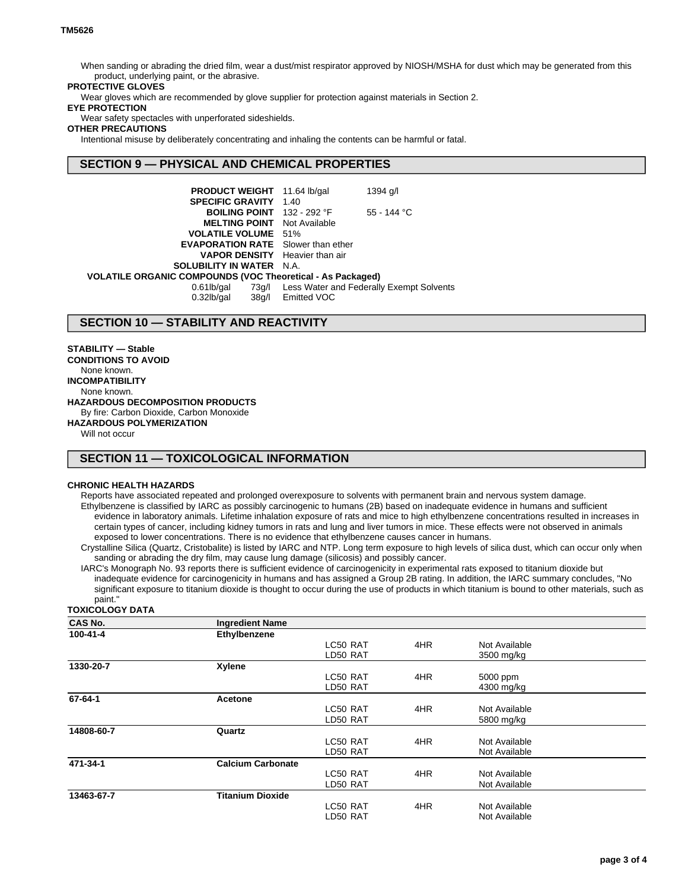When sanding or abrading the dried film, wear a dust/mist respirator approved by NIOSH/MSHA for dust which may be generated from this product, underlying paint, or the abrasive.

**PROTECTIVE GLOVES**

Wear gloves which are recommended by glove supplier for protection against materials in Section 2.

**EYE PROTECTION**

Wear safety spectacles with unperforated sideshields.

**OTHER PRECAUTIONS**

Intentional misuse by deliberately concentrating and inhaling the contents can be harmful or fatal.

## SECTION 9 — PHYSICAL AND CHEMICAL PROPERTIES

| | | |
|---|---|---|
| **PRODUCT WEIGHT** | 11.64 lb/gal | 1394 g/l |
| **SPECIFIC GRAVITY** | 1.40 | |
| **BOILING POINT** | 132 - 292 °F | 55 - 144 °C |
| **MELTING POINT** | Not Available | |
| **VOLATILE VOLUME** | 51% | |
| **EVAPORATION RATE** | Slower than ether | |
| **VAPOR DENSITY** | Heavier than air | |
| **SOLUBILITY IN WATER** | N.A. | |

**VOLATILE ORGANIC COMPOUNDS (VOC Theoretical - As Packaged)**

| | | |
|---|---|---|
| 0.61lb/gal | 73g/l | Less Water and Federally Exempt Solvents |
| 0.32lb/gal | 38g/l | Emitted VOC |

## SECTION 10 — STABILITY AND REACTIVITY

**STABILITY — Stable**

**CONDITIONS TO AVOID**

None known.

**INCOMPATIBILITY**

None known.

**HAZARDOUS DECOMPOSITION PRODUCTS**

By fire: Carbon Dioxide, Carbon Monoxide

**HAZARDOUS POLYMERIZATION**

Will not occur

## SECTION 11 — TOXICOLOGICAL INFORMATION

**CHRONIC HEALTH HAZARDS**

Reports have associated repeated and prolonged overexposure to solvents with permanent brain and nervous system damage.

Ethylbenzene is classified by IARC as possibly carcinogenic to humans (2B) based on inadequate evidence in humans and sufficient evidence in laboratory animals. Lifetime inhalation exposure of rats and mice to high ethylbenzene concentrations resulted in increases in certain types of cancer, including kidney tumors in rats and lung and liver tumors in mice. These effects were not observed in animals exposed to lower concentrations. There is no evidence that ethylbenzene causes cancer in humans.

Crystalline Silica (Quartz, Cristobalite) is listed by IARC and NTP. Long term exposure to high levels of silica dust, which can occur only when sanding or abrading the dry film, may cause lung damage (silicosis) and possibly cancer.

IARC's Monograph No. 93 reports there is sufficient evidence of carcinogenicity in experimental rats exposed to titanium dioxide but inadequate evidence for carcinogenicity in humans and has assigned a Group 2B rating. In addition, the IARC summary concludes, "No significant exposure to titanium dioxide is thought to occur during the use of products in which titanium is bound to other materials, such as paint."

**TOXICOLOGY DATA**

| CAS No. | Ingredient Name | | | |
|---|---|---|---|---|
| **100-41-4** | **Ethylbenzene** | | | |
| | | LC50 RAT | 4HR | Not Available |
| | | LD50 RAT | | 3500 mg/kg |
| **1330-20-7** | **Xylene** | | | |
| | | LC50 RAT | 4HR | 5000 ppm |
| | | LD50 RAT | | 4300 mg/kg |
| **67-64-1** | **Acetone** | | | |
| | | LC50 RAT | 4HR | Not Available |
| | | LD50 RAT | | 5800 mg/kg |
| **14808-60-7** | **Quartz** | | | |
| | | LC50 RAT | 4HR | Not Available |
| | | LD50 RAT | | Not Available |
| **471-34-1** | **Calcium Carbonate** | | | |
| | | LC50 RAT | 4HR | Not Available |
| | | LD50 RAT | | Not Available |
| **13463-67-7** | **Titanium Dioxide** | | | |
| | | LC50 RAT | 4HR | Not Available |
| | | LD50 RAT | | Not Available |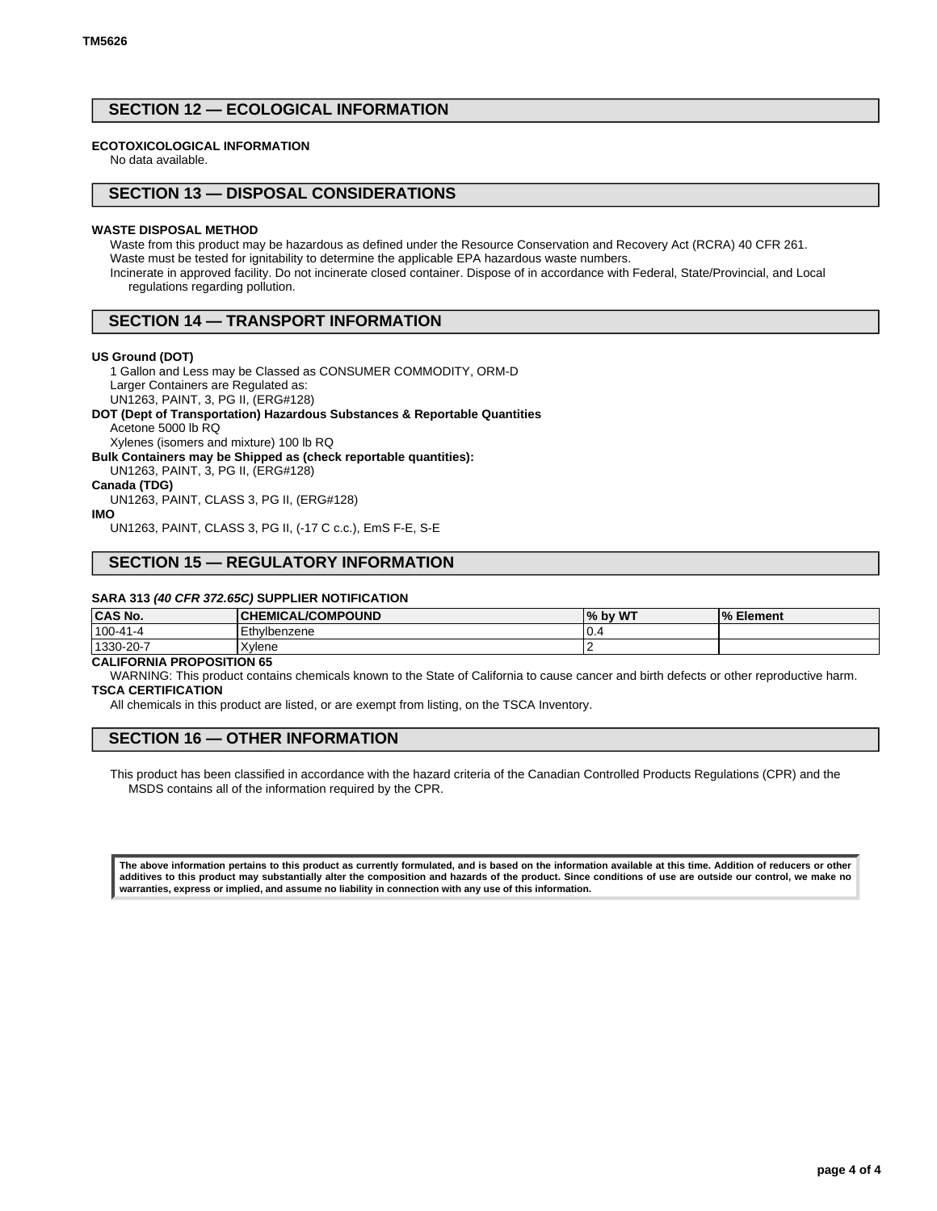## SECTION 12 — ECOLOGICAL INFORMATION

**ECOTOXICOLOGICAL INFORMATION**

No data available.

## SECTION 13 — DISPOSAL CONSIDERATIONS

**WASTE DISPOSAL METHOD**

Waste from this product may be hazardous as defined under the Resource Conservation and Recovery Act (RCRA) 40 CFR 261.
Waste must be tested for ignitability to determine the applicable EPA hazardous waste numbers.
Incinerate in approved facility. Do not incinerate closed container. Dispose of in accordance with Federal, State/Provincial, and Local regulations regarding pollution.

## SECTION 14 — TRANSPORT INFORMATION

**US Ground (DOT)**

1 Gallon and Less may be Classed as CONSUMER COMMODITY, ORM-D
Larger Containers are Regulated as:
UN1263, PAINT, 3, PG II, (ERG#128)

**DOT (Dept of Transportation) Hazardous Substances & Reportable Quantities**

Acetone 5000 lb RQ
Xylenes (isomers and mixture) 100 lb RQ

**Bulk Containers may be Shipped as (check reportable quantities):**

UN1263, PAINT, 3, PG II, (ERG#128)

**Canada (TDG)**

UN1263, PAINT, CLASS 3, PG II, (ERG#128)

**IMO**

UN1263, PAINT, CLASS 3, PG II, (-17 C c.c.), EmS F-E, S-E

## SECTION 15 — REGULATORY INFORMATION

**SARA 313 *(40 CFR 372.65C)* SUPPLIER NOTIFICATION**

| CAS No. | CHEMICAL/COMPOUND | % by WT | % Element |
|---|---|---|---|
| 100-41-4 | Ethylbenzene | 0.4 | |
| 1330-20-7 | Xylene | 2 | |

**CALIFORNIA PROPOSITION 65**

WARNING: This product contains chemicals known to the State of California to cause cancer and birth defects or other reproductive harm.

**TSCA CERTIFICATION**

All chemicals in this product are listed, or are exempt from listing, on the TSCA Inventory.

## SECTION 16 — OTHER INFORMATION

This product has been classified in accordance with the hazard criteria of the Canadian Controlled Products Regulations (CPR) and the MSDS contains all of the information required by the CPR.

**The above information pertains to this product as currently formulated, and is based on the information available at this time. Addition of reducers or other additives to this product may substantially alter the composition and hazards of the product. Since conditions of use are outside our control, we make no warranties, express or implied, and assume no liability in connection with any use of this information.**